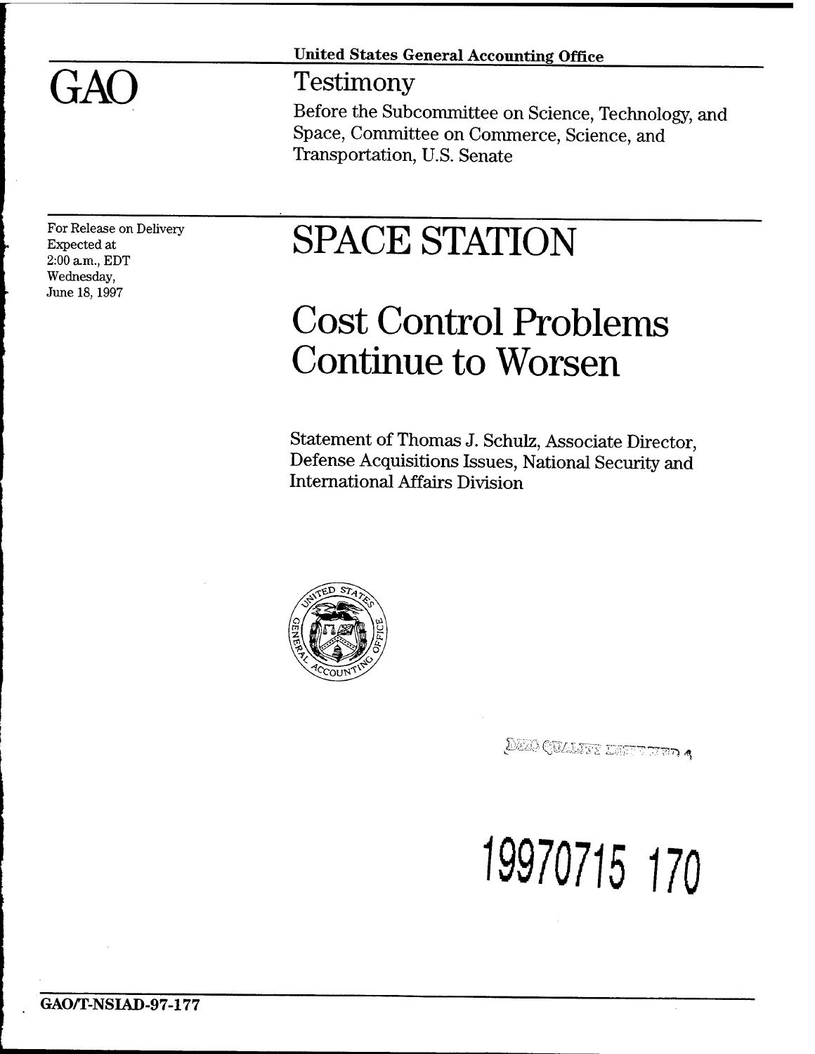United States General Accounting Office

# GAO

## Testimony

Before the Subcommittee on Science, Technology, and Space, Committee on Commerce, Science, and Transportation, U.S. Senate

For Release on Delivery
Expected at
2:00 a.m., EDT
Wednesday,
June 18, 1997

# SPACE STATION

# Cost Control Problems Continue to Worsen

Statement of Thomas J. Schulz, Associate Director, Defense Acquisitions Issues, National Security and International Affairs Division

19970715 170

GAO/T-NSIAD-97-177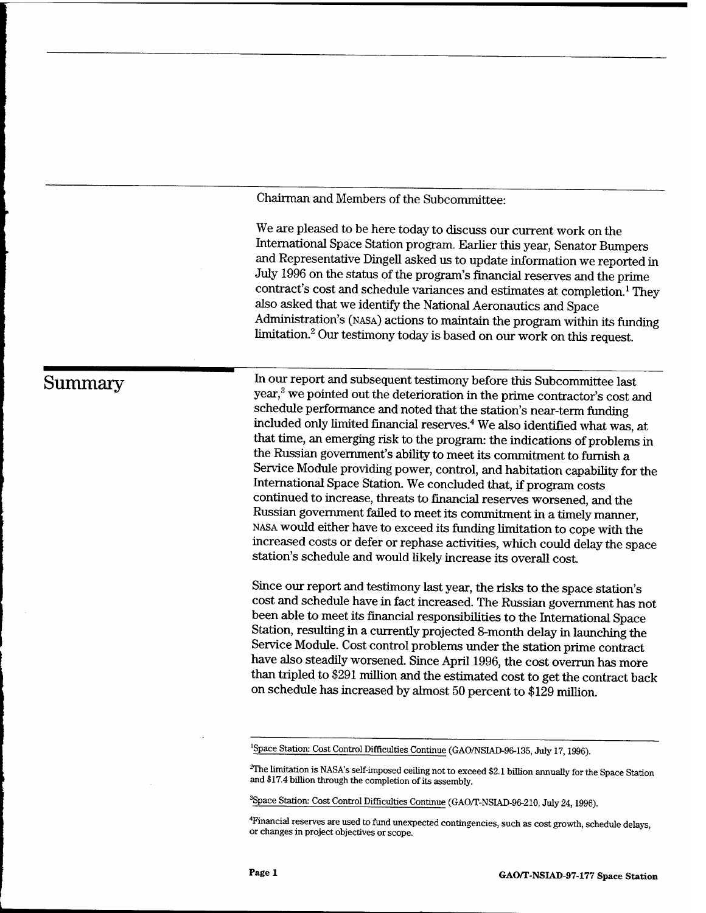Chairman and Members of the Subcommittee:

We are pleased to be here today to discuss our current work on the International Space Station program. Earlier this year, Senator Bumpers and Representative Dingell asked us to update information we reported in July 1996 on the status of the program's financial reserves and the prime contract's cost and schedule variances and estimates at completion.[1] They also asked that we identify the National Aeronautics and Space Administration's (NASA) actions to maintain the program within its funding limitation.[2] Our testimony today is based on our work on this request.

## Summary

In our report and subsequent testimony before this Subcommittee last year,[3] we pointed out the deterioration in the prime contractor's cost and schedule performance and noted that the station's near-term funding included only limited financial reserves.[4] We also identified what was, at that time, an emerging risk to the program: the indications of problems in the Russian government's ability to meet its commitment to furnish a Service Module providing power, control, and habitation capability for the International Space Station. We concluded that, if program costs continued to increase, threats to financial reserves worsened, and the Russian government failed to meet its commitment in a timely manner, NASA would either have to exceed its funding limitation to cope with the increased costs or defer or rephase activities, which could delay the space station's schedule and would likely increase its overall cost.

Since our report and testimony last year, the risks to the space station's cost and schedule have in fact increased. The Russian government has not been able to meet its financial responsibilities to the International Space Station, resulting in a currently projected 8-month delay in launching the Service Module. Cost control problems under the station prime contract have also steadily worsened. Since April 1996, the cost overrun has more than tripled to $291 million and the estimated cost to get the contract back on schedule has increased by almost 50 percent to $129 million.

---

[1] Space Station: Cost Control Difficulties Continue (GAO/NSIAD-96-135, July 17, 1996).

[2] The limitation is NASA's self-imposed ceiling not to exceed $2.1 billion annually for the Space Station and $17.4 billion through the completion of its assembly.

[3] Space Station: Cost Control Difficulties Continue (GAO/T-NSIAD-96-210, July 24, 1996).

[4] Financial reserves are used to fund unexpected contingencies, such as cost growth, schedule delays, or changes in project objectives or scope.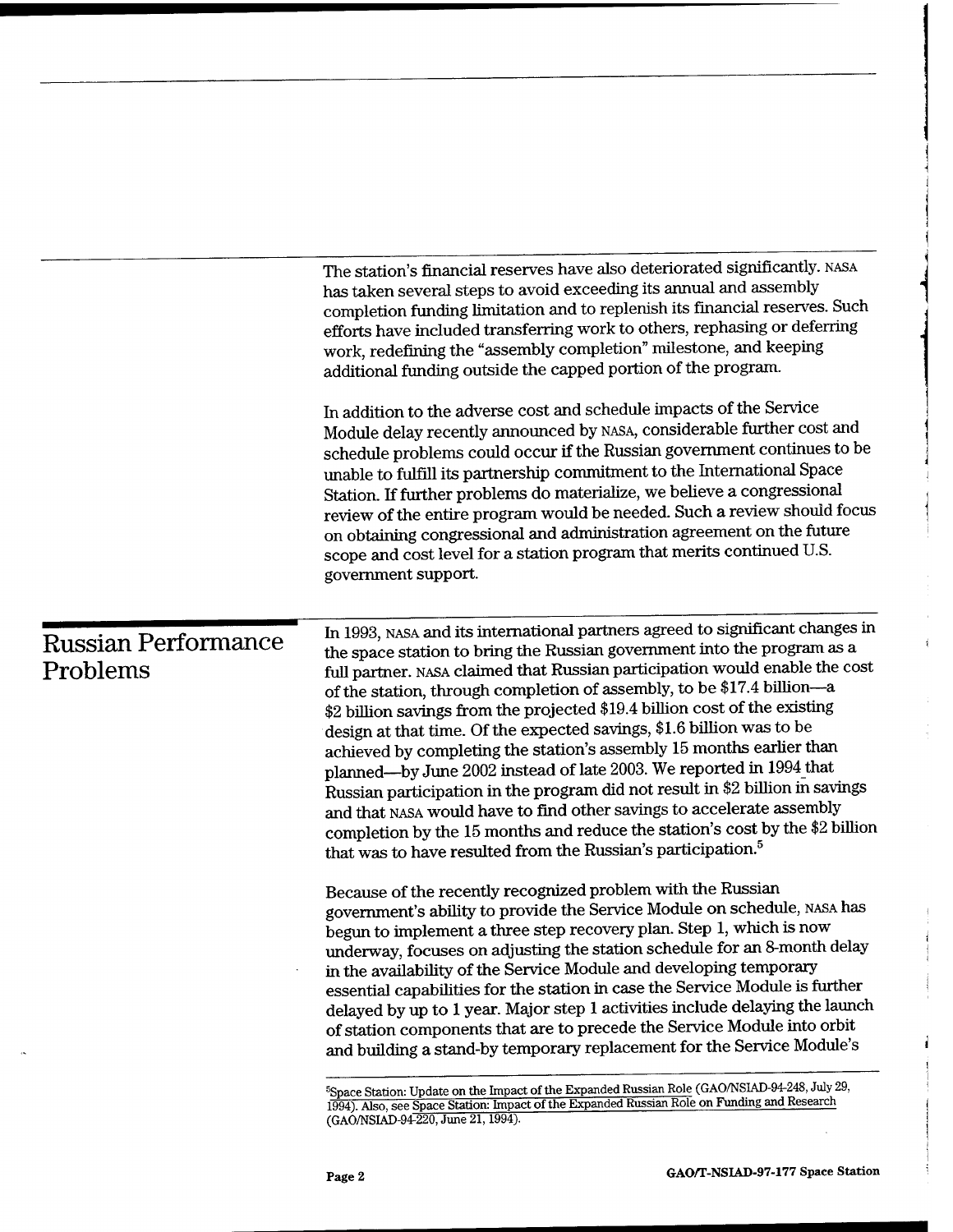The station's financial reserves have also deteriorated significantly. NASA has taken several steps to avoid exceeding its annual and assembly completion funding limitation and to replenish its financial reserves. Such efforts have included transferring work to others, rephasing or deferring work, redefining the "assembly completion" milestone, and keeping additional funding outside the capped portion of the program.

In addition to the adverse cost and schedule impacts of the Service Module delay recently announced by NASA, considerable further cost and schedule problems could occur if the Russian government continues to be unable to fulfill its partnership commitment to the International Space Station. If further problems do materialize, we believe a congressional review of the entire program would be needed. Such a review should focus on obtaining congressional and administration agreement on the future scope and cost level for a station program that merits continued U.S. government support.

## Russian Performance Problems

In 1993, NASA and its international partners agreed to significant changes in the space station to bring the Russian government into the program as a full partner. NASA claimed that Russian participation would enable the cost of the station, through completion of assembly, to be $17.4 billion—a $2 billion savings from the projected $19.4 billion cost of the existing design at that time. Of the expected savings, $1.6 billion was to be achieved by completing the station's assembly 15 months earlier than planned—by June 2002 instead of late 2003. We reported in 1994 that Russian participation in the program did not result in $2 billion in savings and that NASA would have to find other savings to accelerate assembly completion by the 15 months and reduce the station's cost by the $2 billion that was to have resulted from the Russian's participation.[5]

Because of the recently recognized problem with the Russian government's ability to provide the Service Module on schedule, NASA has begun to implement a three step recovery plan. Step 1, which is now underway, focuses on adjusting the station schedule for an 8-month delay in the availability of the Service Module and developing temporary essential capabilities for the station in case the Service Module is further delayed by up to 1 year. Major step 1 activities include delaying the launch of station components that are to precede the Service Module into orbit and building a stand-by temporary replacement for the Service Module's

[5] Space Station: Update on the Impact of the Expanded Russian Role (GAO/NSIAD-94-248, July 29, 1994). Also, see Space Station: Impact of the Expanded Russian Role on Funding and Research (GAO/NSIAD-94-220, June 21, 1994).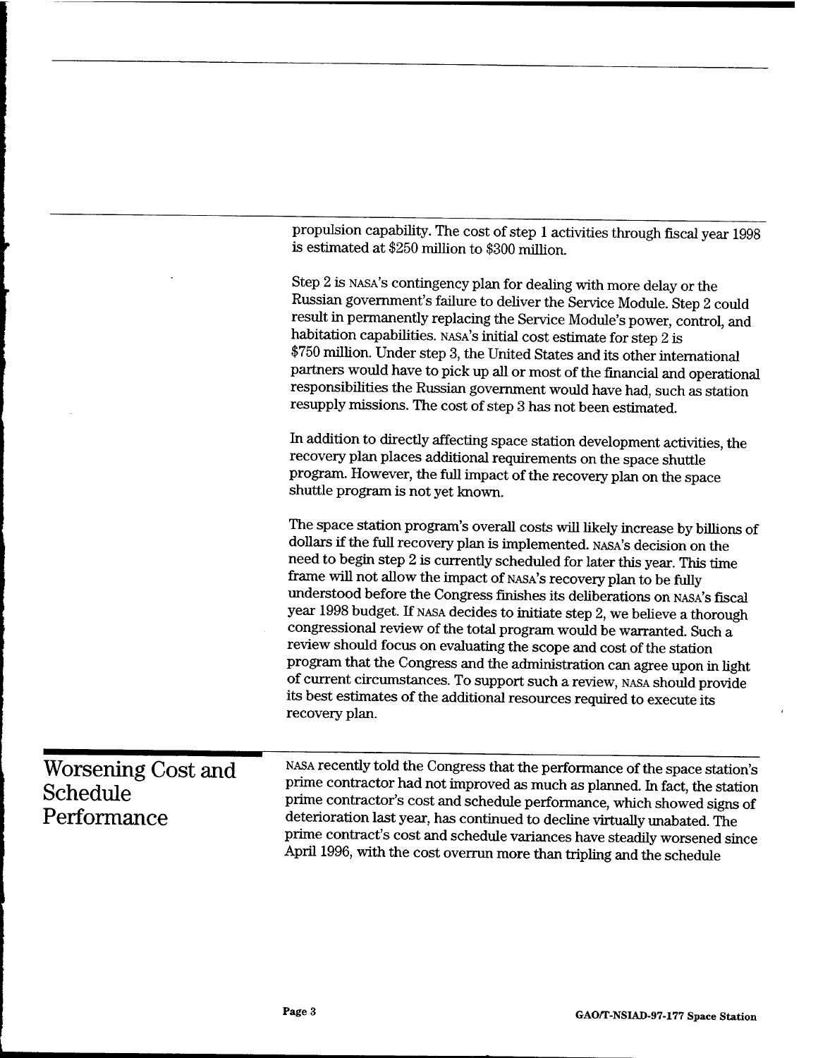propulsion capability. The cost of step 1 activities through fiscal year 1998 is estimated at $250 million to $300 million.

Step 2 is NASA's contingency plan for dealing with more delay or the Russian government's failure to deliver the Service Module. Step 2 could result in permanently replacing the Service Module's power, control, and habitation capabilities. NASA's initial cost estimate for step 2 is $750 million. Under step 3, the United States and its other international partners would have to pick up all or most of the financial and operational responsibilities the Russian government would have had, such as station resupply missions. The cost of step 3 has not been estimated.

In addition to directly affecting space station development activities, the recovery plan places additional requirements on the space shuttle program. However, the full impact of the recovery plan on the space shuttle program is not yet known.

The space station program's overall costs will likely increase by billions of dollars if the full recovery plan is implemented. NASA's decision on the need to begin step 2 is currently scheduled for later this year. This time frame will not allow the impact of NASA's recovery plan to be fully understood before the Congress finishes its deliberations on NASA's fiscal year 1998 budget. If NASA decides to initiate step 2, we believe a thorough congressional review of the total program would be warranted. Such a review should focus on evaluating the scope and cost of the station program that the Congress and the administration can agree upon in light of current circumstances. To support such a review, NASA should provide its best estimates of the additional resources required to execute its recovery plan.

## Worsening Cost and Schedule Performance

NASA recently told the Congress that the performance of the space station's prime contractor had not improved as much as planned. In fact, the station prime contractor's cost and schedule performance, which showed signs of deterioration last year, has continued to decline virtually unabated. The prime contract's cost and schedule variances have steadily worsened since April 1996, with the cost overrun more than tripling and the schedule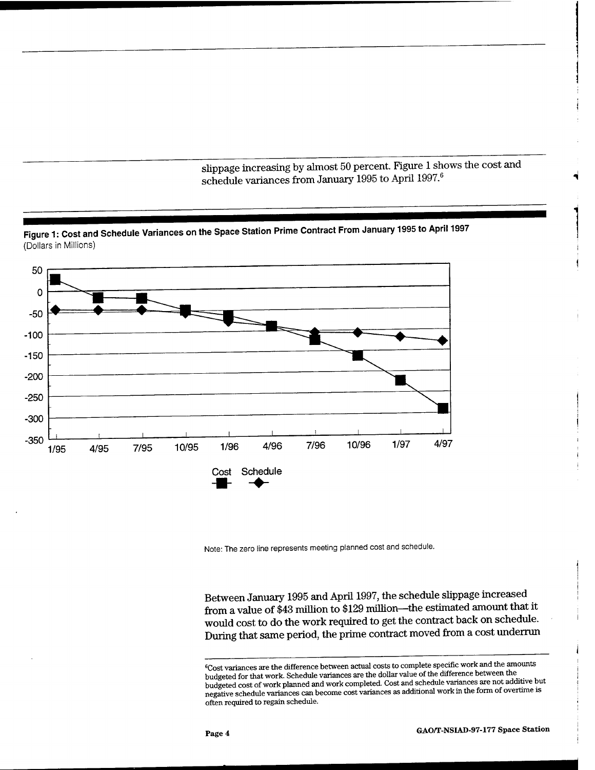slippage increasing by almost 50 percent. Figure 1 shows the cost and schedule variances from January 1995 to April 1997.[6]

**Figure 1: Cost and Schedule Variances on the Space Station Prime Contract From January 1995 to April 1997**
(Dollars in Millions)

Note: The zero line represents meeting planned cost and schedule.

Between January 1995 and April 1997, the schedule slippage increased from a value of $43 million to $129 million—the estimated amount that it would cost to do the work required to get the contract back on schedule. During that same period, the prime contract moved from a cost underrun

[6]Cost variances are the difference between actual costs to complete specific work and the amounts budgeted for that work. Schedule variances are the dollar value of the difference between the budgeted cost of work planned and work completed. Cost and schedule variances are not additive but negative schedule variances can become cost variances as additional work in the form of overtime is often required to regain schedule.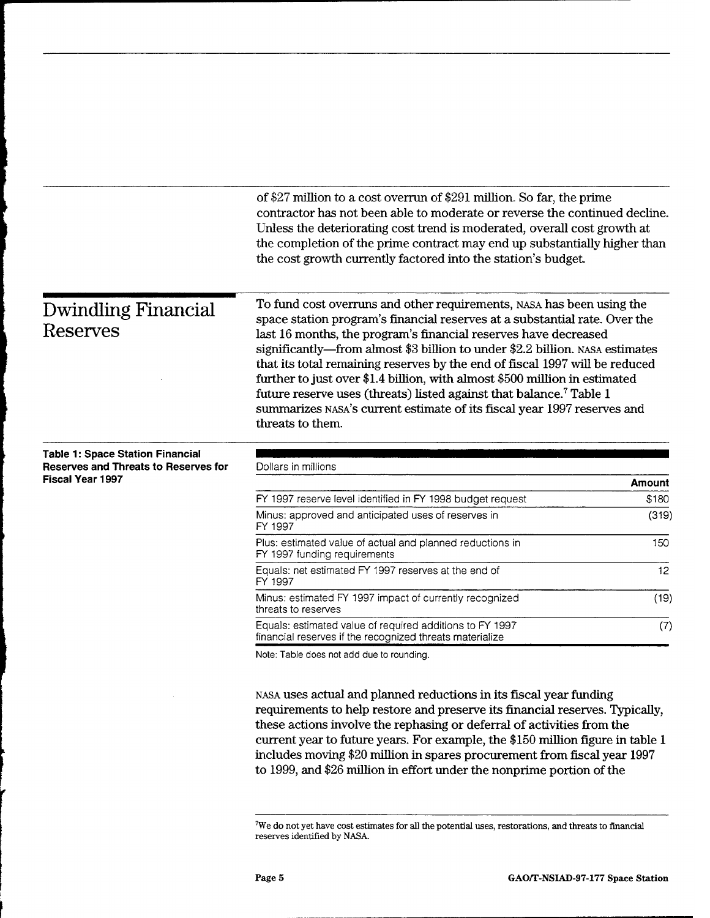of $27 million to a cost overrun of $291 million. So far, the prime contractor has not been able to moderate or reverse the continued decline. Unless the deteriorating cost trend is moderated, overall cost growth at the completion of the prime contract may end up substantially higher than the cost growth currently factored into the station's budget.

## Dwindling Financial Reserves

To fund cost overruns and other requirements, NASA has been using the space station program's financial reserves at a substantial rate. Over the last 16 months, the program's financial reserves have decreased significantly—from almost $3 billion to under $2.2 billion. NASA estimates that its total remaining reserves by the end of fiscal 1997 will be reduced further to just over $1.4 billion, with almost $500 million in estimated future reserve uses (threats) listed against that balance.[7] Table 1 summarizes NASA's current estimate of its fiscal year 1997 reserves and threats to them.

**Table 1: Space Station Financial Reserves and Threats to Reserves for Fiscal Year 1997**

Dollars in millions

| | Amount |
|---|---|
| FY 1997 reserve level identified in FY 1998 budget request | $180 |
| Minus: approved and anticipated uses of reserves in FY 1997 | (319) |
| Plus: estimated value of actual and planned reductions in FY 1997 funding requirements | 150 |
| Equals: net estimated FY 1997 reserves at the end of FY 1997 | 12 |
| Minus: estimated FY 1997 impact of currently recognized threats to reserves | (19) |
| Equals: estimated value of required additions to FY 1997 financial reserves if the recognized threats materialize | (7) |

Note: Table does not add due to rounding.

NASA uses actual and planned reductions in its fiscal year funding requirements to help restore and preserve its financial reserves. Typically, these actions involve the rephasing or deferral of activities from the current year to future years. For example, the $150 million figure in table 1 includes moving $20 million in spares procurement from fiscal year 1997 to 1999, and $26 million in effort under the nonprime portion of the

[7] We do not yet have cost estimates for all the potential uses, restorations, and threats to financial reserves identified by NASA.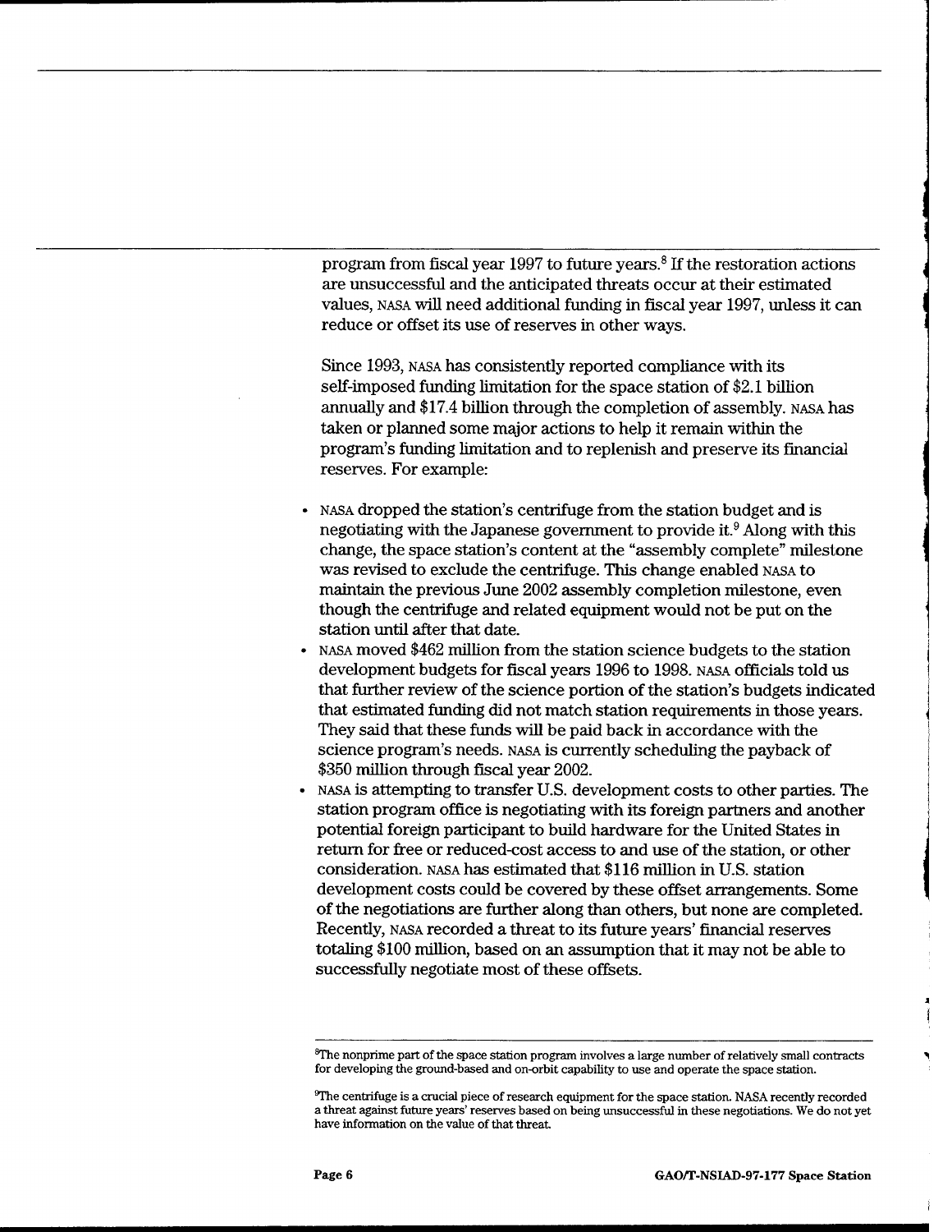program from fiscal year 1997 to future years.[8] If the restoration actions are unsuccessful and the anticipated threats occur at their estimated values, NASA will need additional funding in fiscal year 1997, unless it can reduce or offset its use of reserves in other ways.

Since 1993, NASA has consistently reported compliance with its self-imposed funding limitation for the space station of $2.1 billion annually and $17.4 billion through the completion of assembly. NASA has taken or planned some major actions to help it remain within the program's funding limitation and to replenish and preserve its financial reserves. For example:

- NASA dropped the station's centrifuge from the station budget and is negotiating with the Japanese government to provide it.[9] Along with this change, the space station's content at the "assembly complete" milestone was revised to exclude the centrifuge. This change enabled NASA to maintain the previous June 2002 assembly completion milestone, even though the centrifuge and related equipment would not be put on the station until after that date.
- NASA moved $462 million from the station science budgets to the station development budgets for fiscal years 1996 to 1998. NASA officials told us that further review of the science portion of the station's budgets indicated that estimated funding did not match station requirements in those years. They said that these funds will be paid back in accordance with the science program's needs. NASA is currently scheduling the payback of $350 million through fiscal year 2002.
- NASA is attempting to transfer U.S. development costs to other parties. The station program office is negotiating with its foreign partners and another potential foreign participant to build hardware for the United States in return for free or reduced-cost access to and use of the station, or other consideration. NASA has estimated that $116 million in U.S. station development costs could be covered by these offset arrangements. Some of the negotiations are further along than others, but none are completed. Recently, NASA recorded a threat to its future years' financial reserves totaling $100 million, based on an assumption that it may not be able to successfully negotiate most of these offsets.

---

[8]The nonprime part of the space station program involves a large number of relatively small contracts for developing the ground-based and on-orbit capability to use and operate the space station.

[9]The centrifuge is a crucial piece of research equipment for the space station. NASA recently recorded a threat against future years' reserves based on being unsuccessful in these negotiations. We do not yet have information on the value of that threat.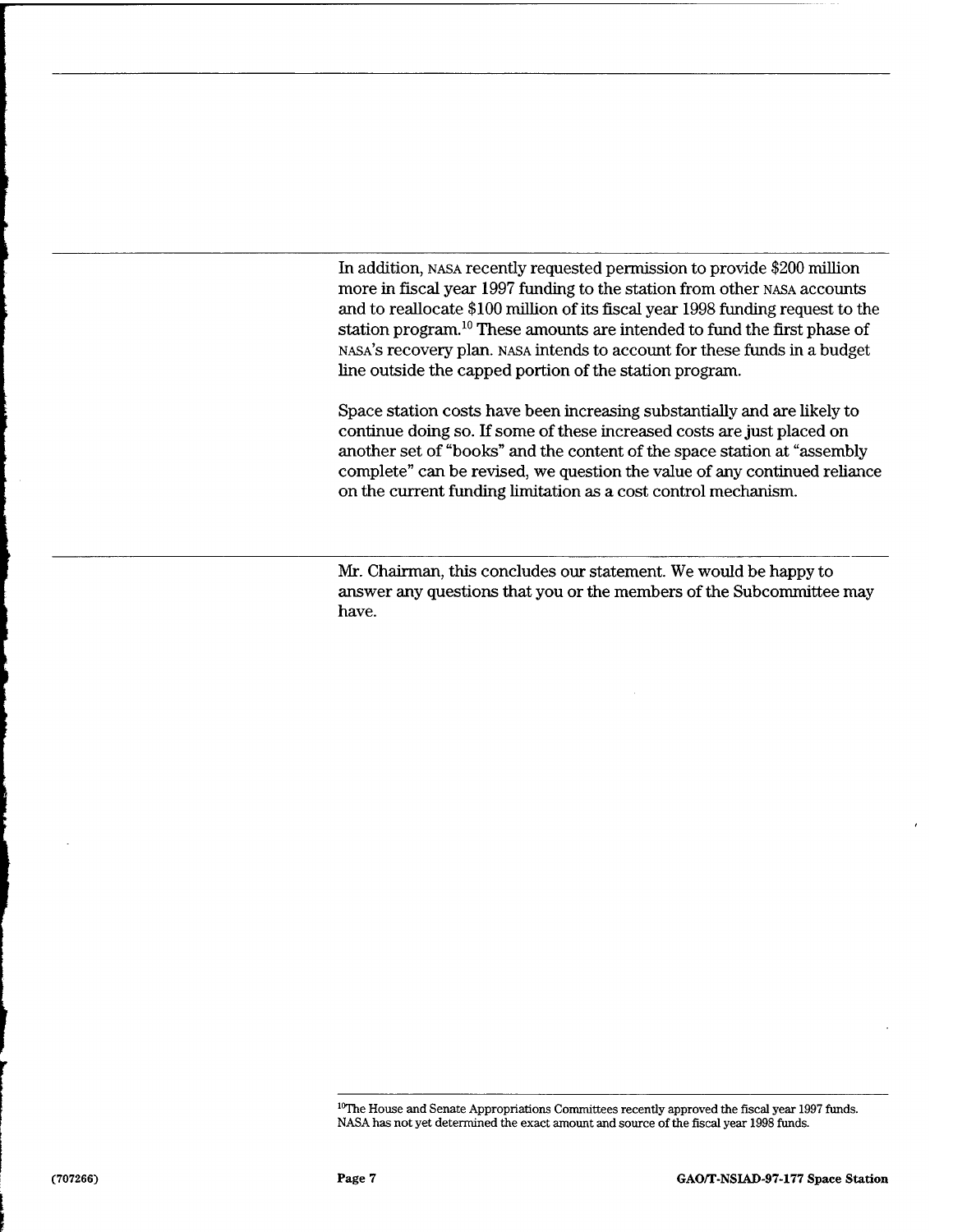In addition, NASA recently requested permission to provide $200 million more in fiscal year 1997 funding to the station from other NASA accounts and to reallocate $100 million of its fiscal year 1998 funding request to the station program.[10] These amounts are intended to fund the first phase of NASA's recovery plan. NASA intends to account for these funds in a budget line outside the capped portion of the station program.

Space station costs have been increasing substantially and are likely to continue doing so. If some of these increased costs are just placed on another set of "books" and the content of the space station at "assembly complete" can be revised, we question the value of any continued reliance on the current funding limitation as a cost control mechanism.

Mr. Chairman, this concludes our statement. We would be happy to answer any questions that you or the members of the Subcommittee may have.

[10] The House and Senate Appropriations Committees recently approved the fiscal year 1997 funds. NASA has not yet determined the exact amount and source of the fiscal year 1998 funds.

(707266)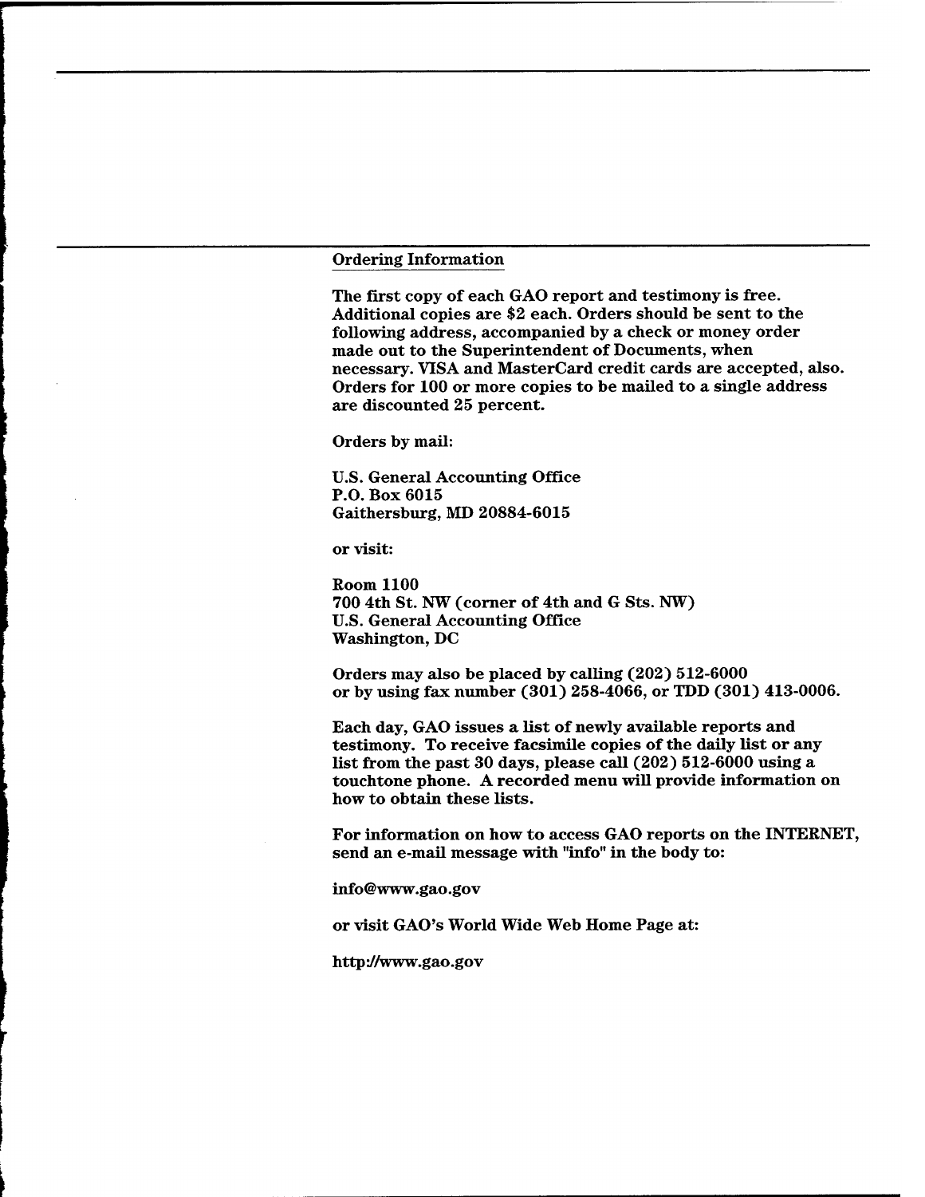## Ordering Information

The first copy of each GAO report and testimony is free. Additional copies are $2 each. Orders should be sent to the following address, accompanied by a check or money order made out to the Superintendent of Documents, when necessary. VISA and MasterCard credit cards are accepted, also. Orders for 100 or more copies to be mailed to a single address are discounted 25 percent.

Orders by mail:

U.S. General Accounting Office
P.O. Box 6015
Gaithersburg, MD 20884-6015

or visit:

Room 1100
700 4th St. NW (corner of 4th and G Sts. NW)
U.S. General Accounting Office
Washington, DC

Orders may also be placed by calling (202) 512-6000 or by using fax number (301) 258-4066, or TDD (301) 413-0006.

Each day, GAO issues a list of newly available reports and testimony. To receive facsimile copies of the daily list or any list from the past 30 days, please call (202) 512-6000 using a touchtone phone. A recorded menu will provide information on how to obtain these lists.

For information on how to access GAO reports on the INTERNET, send an e-mail message with "info" in the body to:

info@www.gao.gov

or visit GAO's World Wide Web Home Page at:

http://www.gao.gov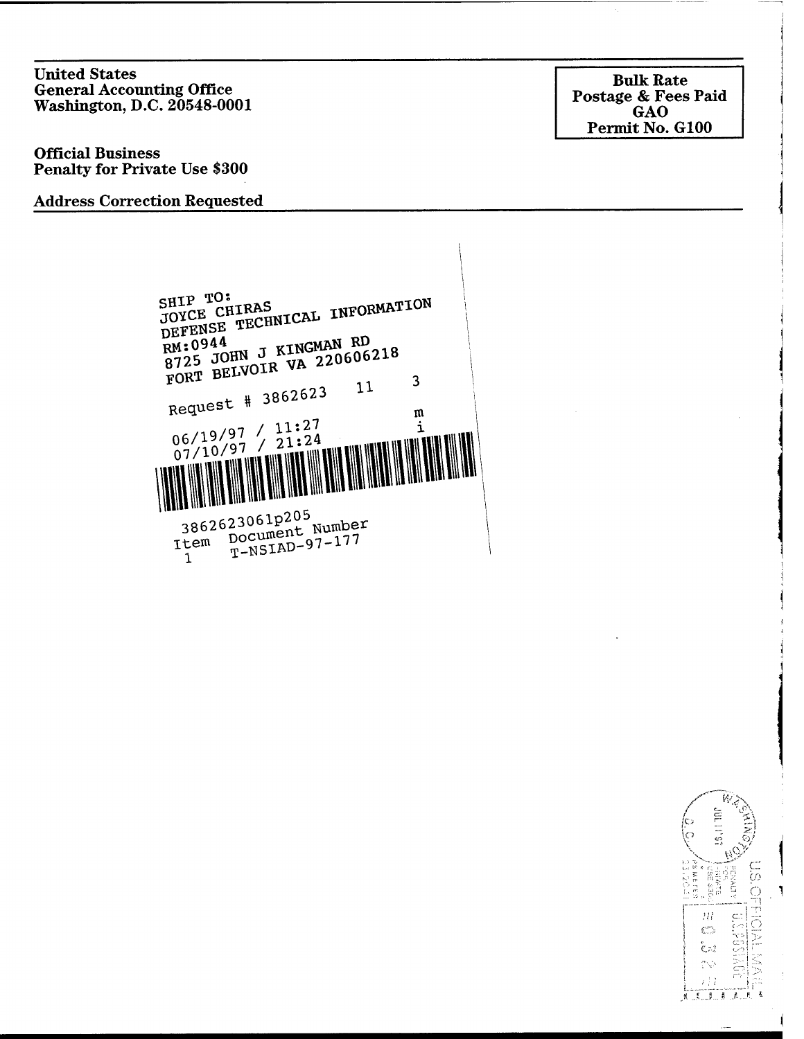United States
General Accounting Office
Washington, D.C. 20548-0001

Official Business
Penalty for Private Use $300

Address Correction Requested

Bulk Rate
Postage & Fees Paid
GAO
Permit No. G100

SHIP TO:
JOYCE CHIRAS
DEFENSE TECHNICAL INFORMATION
RM:0944
8725 JOHN J KINGMAN RD
FORT BELVOIR VA 220606218

Request # 3862623 11 3

m
i

06/19/97 / 11:27
07/10/97 / 21:24

3862623061p205

Item Document Number
1 T-NSIAD-97-177